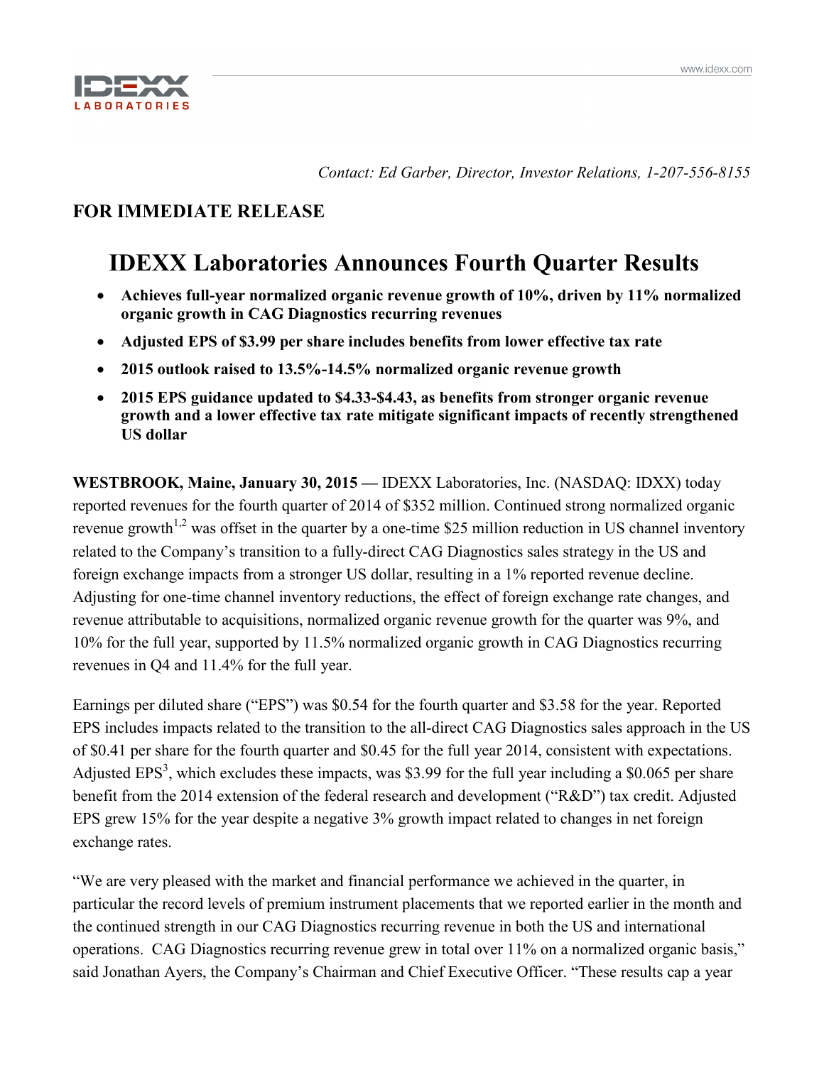*Contact: Ed Garber, Director, Investor Relations, 1-207-556-8155*

**FOR IMMEDIATE RELEASE**

# IDEXX Laboratories Announces Fourth Quarter Results

- **Achieves full-year normalized organic revenue growth of 10%, driven by 11% normalized organic growth in CAG Diagnostics recurring revenues**
- **Adjusted EPS of $3.99 per share includes benefits from lower effective tax rate**
- **2015 outlook raised to 13.5%-14.5% normalized organic revenue growth**
- **2015 EPS guidance updated to $4.33-$4.43, as benefits from stronger organic revenue growth and a lower effective tax rate mitigate significant impacts of recently strengthened US dollar**

**WESTBROOK, Maine, January 30, 2015 —** IDEXX Laboratories, Inc. (NASDAQ: IDXX) today reported revenues for the fourth quarter of 2014 of $352 million. Continued strong normalized organic revenue growth[1,2] was offset in the quarter by a one-time $25 million reduction in US channel inventory related to the Company's transition to a fully-direct CAG Diagnostics sales strategy in the US and foreign exchange impacts from a stronger US dollar, resulting in a 1% reported revenue decline. Adjusting for one-time channel inventory reductions, the effect of foreign exchange rate changes, and revenue attributable to acquisitions, normalized organic revenue growth for the quarter was 9%, and 10% for the full year, supported by 11.5% normalized organic growth in CAG Diagnostics recurring revenues in Q4 and 11.4% for the full year.

Earnings per diluted share ("EPS") was $0.54 for the fourth quarter and $3.58 for the year. Reported EPS includes impacts related to the transition to the all-direct CAG Diagnostics sales approach in the US of $0.41 per share for the fourth quarter and $0.45 for the full year 2014, consistent with expectations. Adjusted EPS[3], which excludes these impacts, was $3.99 for the full year including a $0.065 per share benefit from the 2014 extension of the federal research and development ("R&D") tax credit. Adjusted EPS grew 15% for the year despite a negative 3% growth impact related to changes in net foreign exchange rates.

"We are very pleased with the market and financial performance we achieved in the quarter, in particular the record levels of premium instrument placements that we reported earlier in the month and the continued strength in our CAG Diagnostics recurring revenue in both the US and international operations. CAG Diagnostics recurring revenue grew in total over 11% on a normalized organic basis," said Jonathan Ayers, the Company's Chairman and Chief Executive Officer. "These results cap a year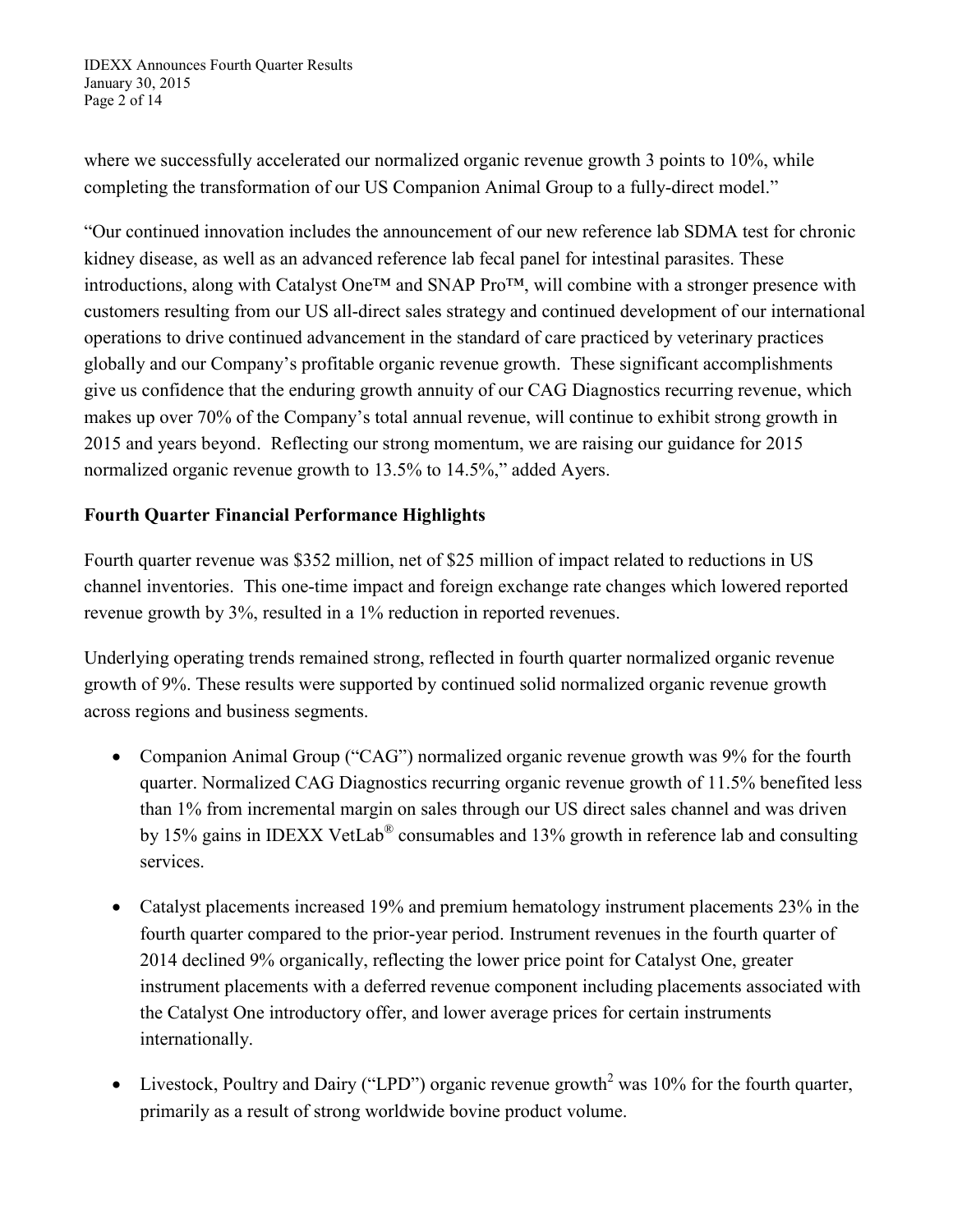where we successfully accelerated our normalized organic revenue growth 3 points to 10%, while completing the transformation of our US Companion Animal Group to a fully-direct model."

"Our continued innovation includes the announcement of our new reference lab SDMA test for chronic kidney disease, as well as an advanced reference lab fecal panel for intestinal parasites. These introductions, along with Catalyst One™ and SNAP Pro™, will combine with a stronger presence with customers resulting from our US all-direct sales strategy and continued development of our international operations to drive continued advancement in the standard of care practiced by veterinary practices globally and our Company's profitable organic revenue growth. These significant accomplishments give us confidence that the enduring growth annuity of our CAG Diagnostics recurring revenue, which makes up over 70% of the Company's total annual revenue, will continue to exhibit strong growth in 2015 and years beyond. Reflecting our strong momentum, we are raising our guidance for 2015 normalized organic revenue growth to 13.5% to 14.5%," added Ayers.

**Fourth Quarter Financial Performance Highlights**

Fourth quarter revenue was $352 million, net of $25 million of impact related to reductions in US channel inventories. This one-time impact and foreign exchange rate changes which lowered reported revenue growth by 3%, resulted in a 1% reduction in reported revenues.

Underlying operating trends remained strong, reflected in fourth quarter normalized organic revenue growth of 9%. These results were supported by continued solid normalized organic revenue growth across regions and business segments.

- Companion Animal Group ("CAG") normalized organic revenue growth was 9% for the fourth quarter. Normalized CAG Diagnostics recurring organic revenue growth of 11.5% benefited less than 1% from incremental margin on sales through our US direct sales channel and was driven by 15% gains in IDEXX VetLab® consumables and 13% growth in reference lab and consulting services.
- Catalyst placements increased 19% and premium hematology instrument placements 23% in the fourth quarter compared to the prior-year period. Instrument revenues in the fourth quarter of 2014 declined 9% organically, reflecting the lower price point for Catalyst One, greater instrument placements with a deferred revenue component including placements associated with the Catalyst One introductory offer, and lower average prices for certain instruments internationally.
- Livestock, Poultry and Dairy ("LPD") organic revenue growth[2] was 10% for the fourth quarter, primarily as a result of strong worldwide bovine product volume.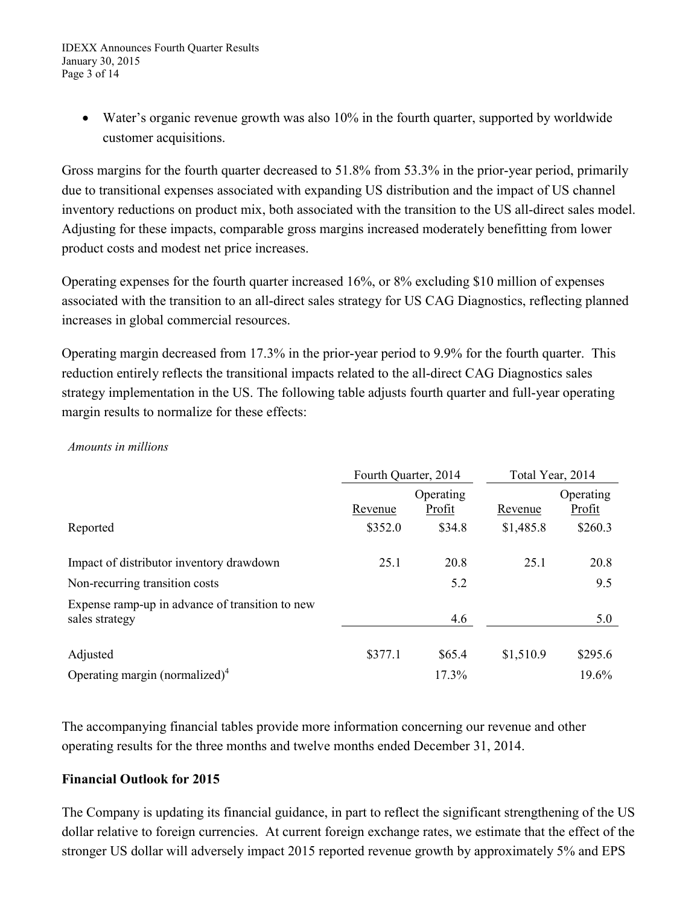- Water's organic revenue growth was also 10% in the fourth quarter, supported by worldwide customer acquisitions.

Gross margins for the fourth quarter decreased to 51.8% from 53.3% in the prior-year period, primarily due to transitional expenses associated with expanding US distribution and the impact of US channel inventory reductions on product mix, both associated with the transition to the US all-direct sales model. Adjusting for these impacts, comparable gross margins increased moderately benefitting from lower product costs and modest net price increases.

Operating expenses for the fourth quarter increased 16%, or 8% excluding $10 million of expenses associated with the transition to an all-direct sales strategy for US CAG Diagnostics, reflecting planned increases in global commercial resources.

Operating margin decreased from 17.3% in the prior-year period to 9.9% for the fourth quarter. This reduction entirely reflects the transitional impacts related to the all-direct CAG Diagnostics sales strategy implementation in the US. The following table adjusts fourth quarter and full-year operating margin results to normalize for these effects:

*Amounts in millions*

| | Fourth Quarter, 2014 | | Total Year, 2014 | |
|---|---|---|---|---|
| | Revenue | Operating Profit | Revenue | Operating Profit |
| Reported | $352.0 | $34.8 | $1,485.8 | $260.3 |
| Impact of distributor inventory drawdown | 25.1 | 20.8 | 25.1 | 20.8 |
| Non-recurring transition costs | | 5.2 | | 9.5 |
| Expense ramp-up in advance of transition to new sales strategy | | 4.6 | | 5.0 |
| Adjusted | $377.1 | $65.4 | $1,510.9 | $295.6 |
| Operating margin (normalized)[4] | | 17.3% | | 19.6% |

The accompanying financial tables provide more information concerning our revenue and other operating results for the three months and twelve months ended December 31, 2014.

**Financial Outlook for 2015**

The Company is updating its financial guidance, in part to reflect the significant strengthening of the US dollar relative to foreign currencies. At current foreign exchange rates, we estimate that the effect of the stronger US dollar will adversely impact 2015 reported revenue growth by approximately 5% and EPS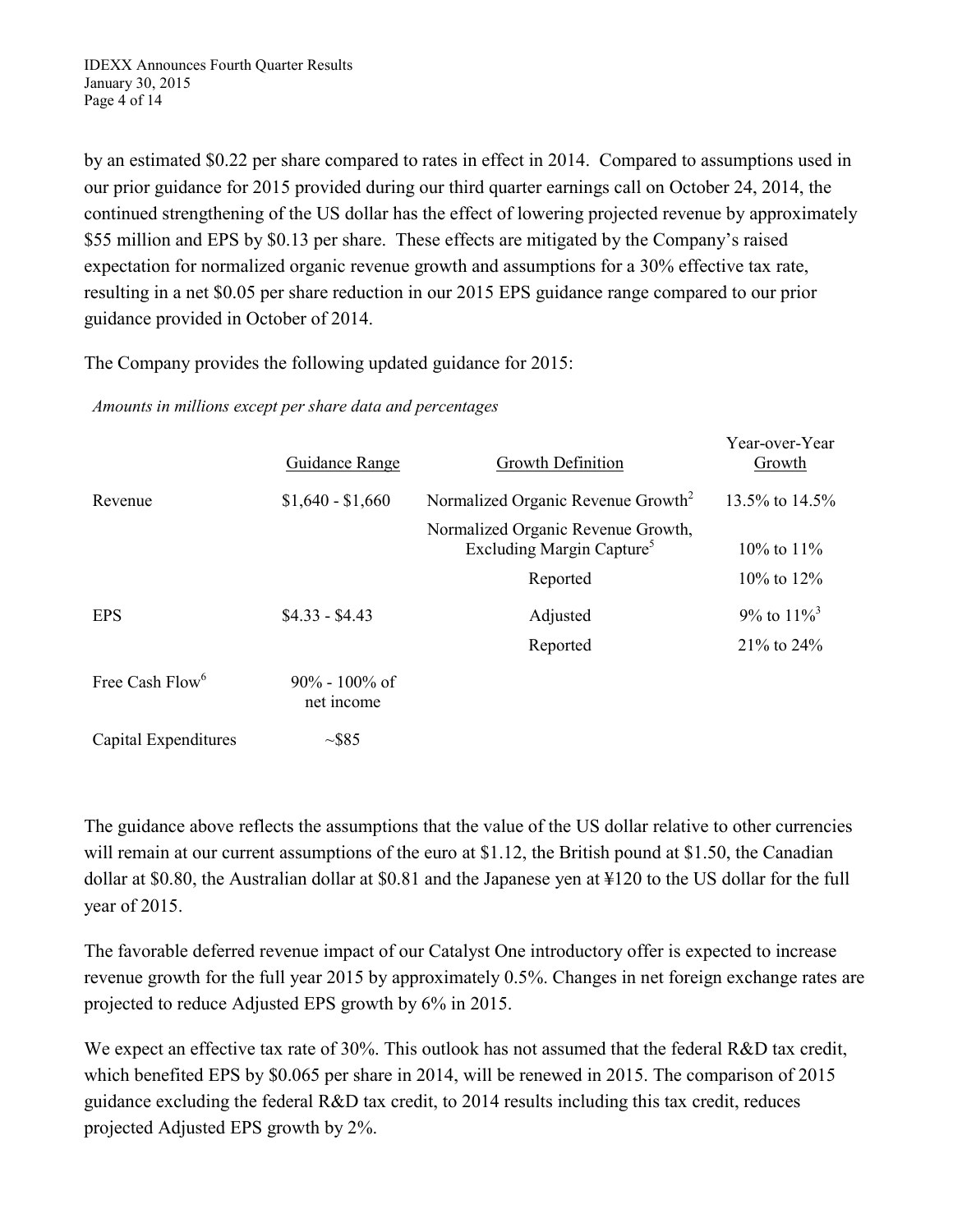by an estimated $0.22 per share compared to rates in effect in 2014. Compared to assumptions used in our prior guidance for 2015 provided during our third quarter earnings call on October 24, 2014, the continued strengthening of the US dollar has the effect of lowering projected revenue by approximately $55 million and EPS by $0.13 per share. These effects are mitigated by the Company's raised expectation for normalized organic revenue growth and assumptions for a 30% effective tax rate, resulting in a net $0.05 per share reduction in our 2015 EPS guidance range compared to our prior guidance provided in October of 2014.

The Company provides the following updated guidance for 2015:

*Amounts in millions except per share data and percentages*

| | Guidance Range | Growth Definition | Year-over-Year Growth |
|---|---|---|---|
| Revenue | $1,640 - $1,660 | Normalized Organic Revenue Growth[2] | 13.5% to 14.5% |
| | | Normalized Organic Revenue Growth, Excluding Margin Capture[5] | 10% to 11% |
| | | Reported | 10% to 12% |
| EPS | $4.33 - $4.43 | Adjusted | 9% to 11%[3] |
| | | Reported | 21% to 24% |
| Free Cash Flow[6] | 90% - 100% of net income | | |
| Capital Expenditures | ~$85 | | |

The guidance above reflects the assumptions that the value of the US dollar relative to other currencies will remain at our current assumptions of the euro at $1.12, the British pound at $1.50, the Canadian dollar at $0.80, the Australian dollar at $0.81 and the Japanese yen at ¥120 to the US dollar for the full year of 2015.

The favorable deferred revenue impact of our Catalyst One introductory offer is expected to increase revenue growth for the full year 2015 by approximately 0.5%. Changes in net foreign exchange rates are projected to reduce Adjusted EPS growth by 6% in 2015.

We expect an effective tax rate of 30%. This outlook has not assumed that the federal R&D tax credit, which benefited EPS by $0.065 per share in 2014, will be renewed in 2015. The comparison of 2015 guidance excluding the federal R&D tax credit, to 2014 results including this tax credit, reduces projected Adjusted EPS growth by 2%.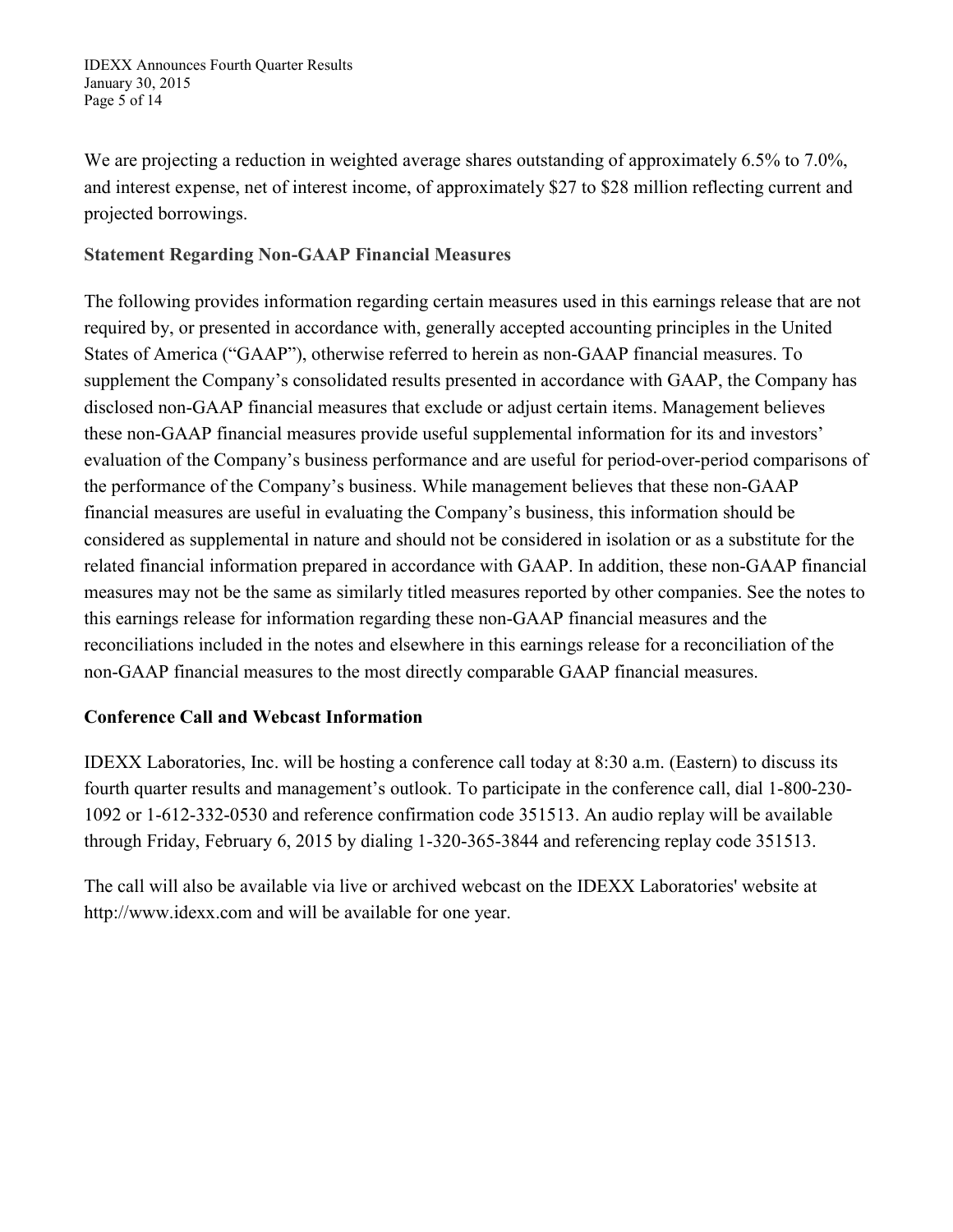We are projecting a reduction in weighted average shares outstanding of approximately 6.5% to 7.0%, and interest expense, net of interest income, of approximately $27 to $28 million reflecting current and projected borrowings.

## Statement Regarding Non-GAAP Financial Measures

The following provides information regarding certain measures used in this earnings release that are not required by, or presented in accordance with, generally accepted accounting principles in the United States of America ("GAAP"), otherwise referred to herein as non-GAAP financial measures. To supplement the Company's consolidated results presented in accordance with GAAP, the Company has disclosed non-GAAP financial measures that exclude or adjust certain items. Management believes these non-GAAP financial measures provide useful supplemental information for its and investors' evaluation of the Company's business performance and are useful for period-over-period comparisons of the performance of the Company's business. While management believes that these non-GAAP financial measures are useful in evaluating the Company's business, this information should be considered as supplemental in nature and should not be considered in isolation or as a substitute for the related financial information prepared in accordance with GAAP. In addition, these non-GAAP financial measures may not be the same as similarly titled measures reported by other companies. See the notes to this earnings release for information regarding these non-GAAP financial measures and the reconciliations included in the notes and elsewhere in this earnings release for a reconciliation of the non-GAAP financial measures to the most directly comparable GAAP financial measures.

## Conference Call and Webcast Information

IDEXX Laboratories, Inc. will be hosting a conference call today at 8:30 a.m. (Eastern) to discuss its fourth quarter results and management's outlook. To participate in the conference call, dial 1-800-230-1092 or 1-612-332-0530 and reference confirmation code 351513. An audio replay will be available through Friday, February 6, 2015 by dialing 1-320-365-3844 and referencing replay code 351513.

The call will also be available via live or archived webcast on the IDEXX Laboratories' website at http://www.idexx.com and will be available for one year.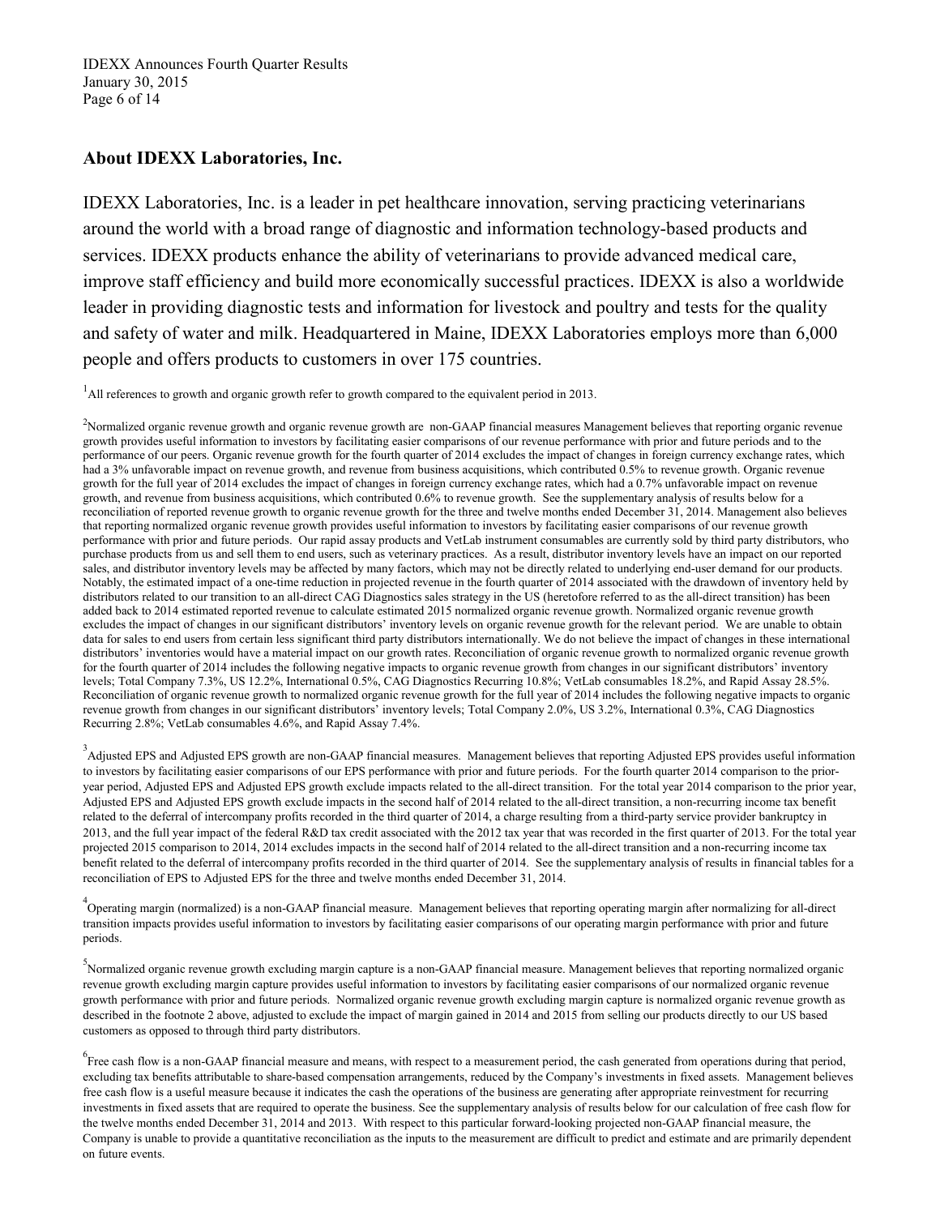## About IDEXX Laboratories, Inc.

IDEXX Laboratories, Inc. is a leader in pet healthcare innovation, serving practicing veterinarians around the world with a broad range of diagnostic and information technology-based products and services. IDEXX products enhance the ability of veterinarians to provide advanced medical care, improve staff efficiency and build more economically successful practices. IDEXX is also a worldwide leader in providing diagnostic tests and information for livestock and poultry and tests for the quality and safety of water and milk. Headquartered in Maine, IDEXX Laboratories employs more than 6,000 people and offers products to customers in over 175 countries.

[1] All references to growth and organic growth refer to growth compared to the equivalent period in 2013.

[2] Normalized organic revenue growth and organic revenue growth are non-GAAP financial measures Management believes that reporting organic revenue growth provides useful information to investors by facilitating easier comparisons of our revenue performance with prior and future periods and to the performance of our peers. Organic revenue growth for the fourth quarter of 2014 excludes the impact of changes in foreign currency exchange rates, which had a 3% unfavorable impact on revenue growth, and revenue from business acquisitions, which contributed 0.5% to revenue growth. Organic revenue growth for the full year of 2014 excludes the impact of changes in foreign currency exchange rates, which had a 0.7% unfavorable impact on revenue growth, and revenue from business acquisitions, which contributed 0.6% to revenue growth. See the supplementary analysis of results below for a reconciliation of reported revenue growth to organic revenue growth for the three and twelve months ended December 31, 2014. Management also believes that reporting normalized organic revenue growth provides useful information to investors by facilitating easier comparisons of our revenue growth performance with prior and future periods. Our rapid assay products and VetLab instrument consumables are currently sold by third party distributors, who purchase products from us and sell them to end users, such as veterinary practices. As a result, distributor inventory levels have an impact on our reported sales, and distributor inventory levels may be affected by many factors, which may not be directly related to underlying end-user demand for our products. Notably, the estimated impact of a one-time reduction in projected revenue in the fourth quarter of 2014 associated with the drawdown of inventory held by distributors related to our transition to an all-direct CAG Diagnostics sales strategy in the US (heretofore referred to as the all-direct transition) has been added back to 2014 estimated reported revenue to calculate estimated 2015 normalized organic revenue growth. Normalized organic revenue growth excludes the impact of changes in our significant distributors' inventory levels on organic revenue growth for the relevant period. We are unable to obtain data for sales to end users from certain less significant third party distributors internationally. We do not believe the impact of changes in these international distributors' inventories would have a material impact on our growth rates. Reconciliation of organic revenue growth to normalized organic revenue growth for the fourth quarter of 2014 includes the following negative impacts to organic revenue growth from changes in our significant distributors' inventory levels; Total Company 7.3%, US 12.2%, International 0.5%, CAG Diagnostics Recurring 10.8%; VetLab consumables 18.2%, and Rapid Assay 28.5%. Reconciliation of organic revenue growth to normalized organic revenue growth for the full year of 2014 includes the following negative impacts to organic revenue growth from changes in our significant distributors' inventory levels; Total Company 2.0%, US 3.2%, International 0.3%, CAG Diagnostics Recurring 2.8%; VetLab consumables 4.6%, and Rapid Assay 7.4%.

[3] Adjusted EPS and Adjusted EPS growth are non-GAAP financial measures. Management believes that reporting Adjusted EPS provides useful information to investors by facilitating easier comparisons of our EPS performance with prior and future periods. For the fourth quarter 2014 comparison to the prior-year period, Adjusted EPS and Adjusted EPS growth exclude impacts related to the all-direct transition. For the total year 2014 comparison to the prior year, Adjusted EPS and Adjusted EPS growth exclude impacts in the second half of 2014 related to the all-direct transition, a non-recurring income tax benefit related to the deferral of intercompany profits recorded in the third quarter of 2014, a charge resulting from a third-party service provider bankruptcy in 2013, and the full year impact of the federal R&D tax credit associated with the 2012 tax year that was recorded in the first quarter of 2013. For the total year projected 2015 comparison to 2014, 2014 excludes impacts in the second half of 2014 related to the all-direct transition and a non-recurring income tax benefit related to the deferral of intercompany profits recorded in the third quarter of 2014. See the supplementary analysis of results in financial tables for a reconciliation of EPS to Adjusted EPS for the three and twelve months ended December 31, 2014.

[4] Operating margin (normalized) is a non-GAAP financial measure. Management believes that reporting operating margin after normalizing for all-direct transition impacts provides useful information to investors by facilitating easier comparisons of our operating margin performance with prior and future periods.

[5] Normalized organic revenue growth excluding margin capture is a non-GAAP financial measure. Management believes that reporting normalized organic revenue growth excluding margin capture provides useful information to investors by facilitating easier comparisons of our normalized organic revenue growth performance with prior and future periods. Normalized organic revenue growth excluding margin capture is normalized organic revenue growth as described in the footnote 2 above, adjusted to exclude the impact of margin gained in 2014 and 2015 from selling our products directly to our US based customers as opposed to through third party distributors.

[6] Free cash flow is a non-GAAP financial measure and means, with respect to a measurement period, the cash generated from operations during that period, excluding tax benefits attributable to share-based compensation arrangements, reduced by the Company's investments in fixed assets. Management believes free cash flow is a useful measure because it indicates the cash the operations of the business are generating after appropriate reinvestment for recurring investments in fixed assets that are required to operate the business. See the supplementary analysis of results below for our calculation of free cash flow for the twelve months ended December 31, 2014 and 2013. With respect to this particular forward-looking projected non-GAAP financial measure, the Company is unable to provide a quantitative reconciliation as the inputs to the measurement are difficult to predict and estimate and are primarily dependent on future events.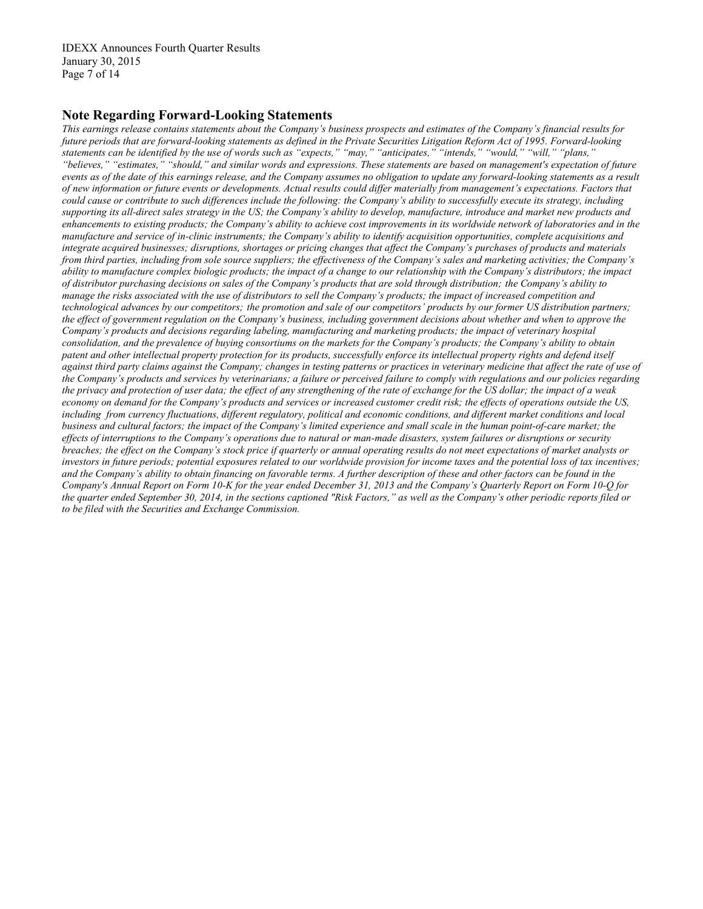## Note Regarding Forward-Looking Statements

*This earnings release contains statements about the Company's business prospects and estimates of the Company's financial results for future periods that are forward-looking statements as defined in the Private Securities Litigation Reform Act of 1995. Forward-looking statements can be identified by the use of words such as "expects," "may," "anticipates," "intends," "would," "will," "plans," "believes," "estimates," "should," and similar words and expressions. These statements are based on management's expectation of future events as of the date of this earnings release, and the Company assumes no obligation to update any forward-looking statements as a result of new information or future events or developments. Actual results could differ materially from management's expectations. Factors that could cause or contribute to such differences include the following: the Company's ability to successfully execute its strategy, including supporting its all-direct sales strategy in the US; the Company's ability to develop, manufacture, introduce and market new products and enhancements to existing products; the Company's ability to achieve cost improvements in its worldwide network of laboratories and in the manufacture and service of in-clinic instruments; the Company's ability to identify acquisition opportunities, complete acquisitions and integrate acquired businesses; disruptions, shortages or pricing changes that affect the Company's purchases of products and materials from third parties, including from sole source suppliers; the effectiveness of the Company's sales and marketing activities; the Company's ability to manufacture complex biologic products; the impact of a change to our relationship with the Company's distributors; the impact of distributor purchasing decisions on sales of the Company's products that are sold through distribution; the Company's ability to manage the risks associated with the use of distributors to sell the Company's products; the impact of increased competition and technological advances by our competitors; the promotion and sale of our competitors' products by our former US distribution partners; the effect of government regulation on the Company's business, including government decisions about whether and when to approve the Company's products and decisions regarding labeling, manufacturing and marketing products; the impact of veterinary hospital consolidation, and the prevalence of buying consortiums on the markets for the Company's products; the Company's ability to obtain patent and other intellectual property protection for its products, successfully enforce its intellectual property rights and defend itself against third party claims against the Company; changes in testing patterns or practices in veterinary medicine that affect the rate of use of the Company's products and services by veterinarians; a failure or perceived failure to comply with regulations and our policies regarding the privacy and protection of user data; the effect of any strengthening of the rate of exchange for the US dollar; the impact of a weak economy on demand for the Company's products and services or increased customer credit risk; the effects of operations outside the US, including from currency fluctuations, different regulatory, political and economic conditions, and different market conditions and local business and cultural factors; the impact of the Company's limited experience and small scale in the human point-of-care market; the effects of interruptions to the Company's operations due to natural or man-made disasters, system failures or disruptions or security breaches; the effect on the Company's stock price if quarterly or annual operating results do not meet expectations of market analysts or investors in future periods; potential exposures related to our worldwide provision for income taxes and the potential loss of tax incentives; and the Company's ability to obtain financing on favorable terms. A further description of these and other factors can be found in the Company's Annual Report on Form 10-K for the year ended December 31, 2013 and the Company's Quarterly Report on Form 10-Q for the quarter ended September 30, 2014, in the sections captioned "Risk Factors," as well as the Company's other periodic reports filed or to be filed with the Securities and Exchange Commission.*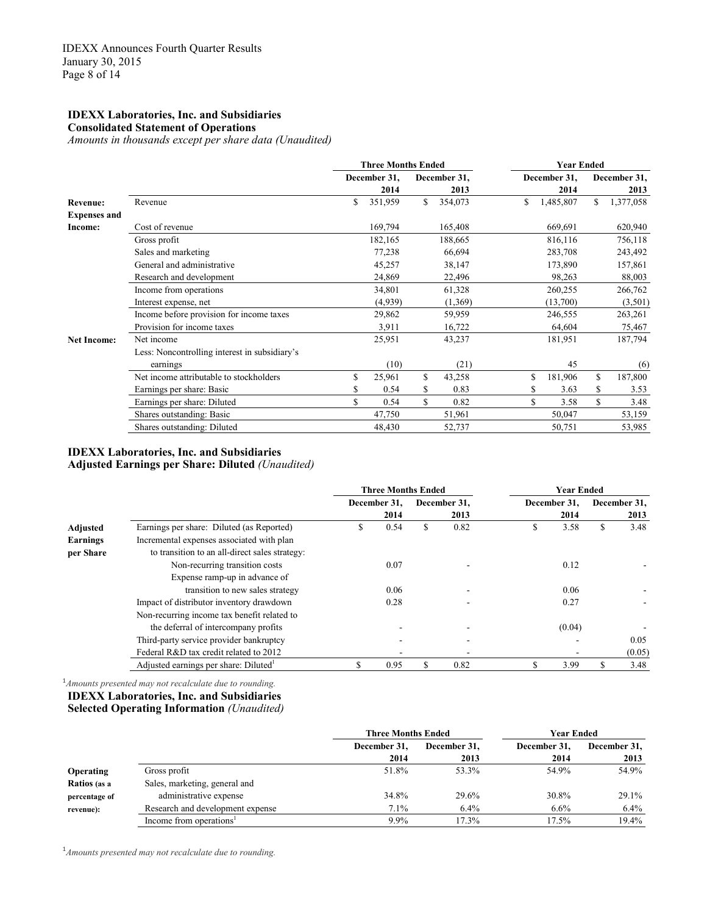## IDEXX Laboratories, Inc. and Subsidiaries

### Consolidated Statement of Operations

*Amounts in thousands except per share data (Unaudited)*

| | | Three Months Ended | | Year Ended | |
|---|---|---|---|---|---|
| | | December 31, 2014 | December 31, 2013 | December 31, 2014 | December 31, 2013 |
| **Revenue:** | Revenue | $ 351,959 | $ 354,073 | $ 1,485,807 | $ 1,377,058 |
| **Expenses and Income:** | Cost of revenue | 169,794 | 165,408 | 669,691 | 620,940 |
| | Gross profit | 182,165 | 188,665 | 816,116 | 756,118 |
| | Sales and marketing | 77,238 | 66,694 | 283,708 | 243,492 |
| | General and administrative | 45,257 | 38,147 | 173,890 | 157,861 |
| | Research and development | 24,869 | 22,496 | 98,263 | 88,003 |
| | Income from operations | 34,801 | 61,328 | 260,255 | 266,762 |
| | Interest expense, net | (4,939) | (1,369) | (13,700) | (3,501) |
| | Income before provision for income taxes | 29,862 | 59,959 | 246,555 | 263,261 |
| | Provision for income taxes | 3,911 | 16,722 | 64,604 | 75,467 |
| **Net Income:** | Net income | 25,951 | 43,237 | 181,951 | 187,794 |
| | Less: Noncontrolling interest in subsidiary's earnings | (10) | (21) | 45 | (6) |
| | Net income attributable to stockholders | $ 25,961 | $ 43,258 | $ 181,906 | $ 187,800 |
| | Earnings per share: Basic | $ 0.54 | $ 0.83 | $ 3.63 | $ 3.53 |
| | Earnings per share: Diluted | $ 0.54 | $ 0.82 | $ 3.58 | $ 3.48 |
| | Shares outstanding: Basic | 47,750 | 51,961 | 50,047 | 53,159 |
| | Shares outstanding: Diluted | 48,430 | 52,737 | 50,751 | 53,985 |

## IDEXX Laboratories, Inc. and Subsidiaries

### Adjusted Earnings per Share: Diluted *(Unaudited)*

| | | Three Months Ended | | Year Ended | |
|---|---|---|---|---|---|
| | | December 31, 2014 | December 31, 2013 | December 31, 2014 | December 31, 2013 |
| **Adjusted Earnings per Share** | Earnings per share: Diluted (as Reported) | $ 0.54 | $ 0.82 | $ 3.58 | $ 3.48 |
| | Incremental expenses associated with plan to transition to an all-direct sales strategy: | | | | |
| | Non-recurring transition costs | 0.07 | - | 0.12 | - |
| | Expense ramp-up in advance of transition to new sales strategy | 0.06 | - | 0.06 | - |
| | Impact of distributor inventory drawdown | 0.28 | - | 0.27 | - |
| | Non-recurring income tax benefit related to the deferral of intercompany profits | - | - | (0.04) | - |
| | Third-party service provider bankruptcy | - | - | - | 0.05 |
| | Federal R&D tax credit related to 2012 | - | - | - | (0.05) |
| | Adjusted earnings per share: Diluted[1] | $ 0.95 | $ 0.82 | $ 3.99 | $ 3.48 |

[1]*Amounts presented may not recalculate due to rounding.*

## IDEXX Laboratories, Inc. and Subsidiaries

### Selected Operating Information *(Unaudited)*

| | | Three Months Ended | | Year Ended | |
|---|---|---|---|---|---|
| | | December 31, 2014 | December 31, 2013 | December 31, 2014 | December 31, 2013 |
| **Operating Ratios (as a percentage of revenue):** | Gross profit | 51.8% | 53.3% | 54.9% | 54.9% |
| | Sales, marketing, general and administrative expense | 34.8% | 29.6% | 30.8% | 29.1% |
| | Research and development expense | 7.1% | 6.4% | 6.6% | 6.4% |
| | Income from operations[1] | 9.9% | 17.3% | 17.5% | 19.4% |

[1]*Amounts presented may not recalculate due to rounding.*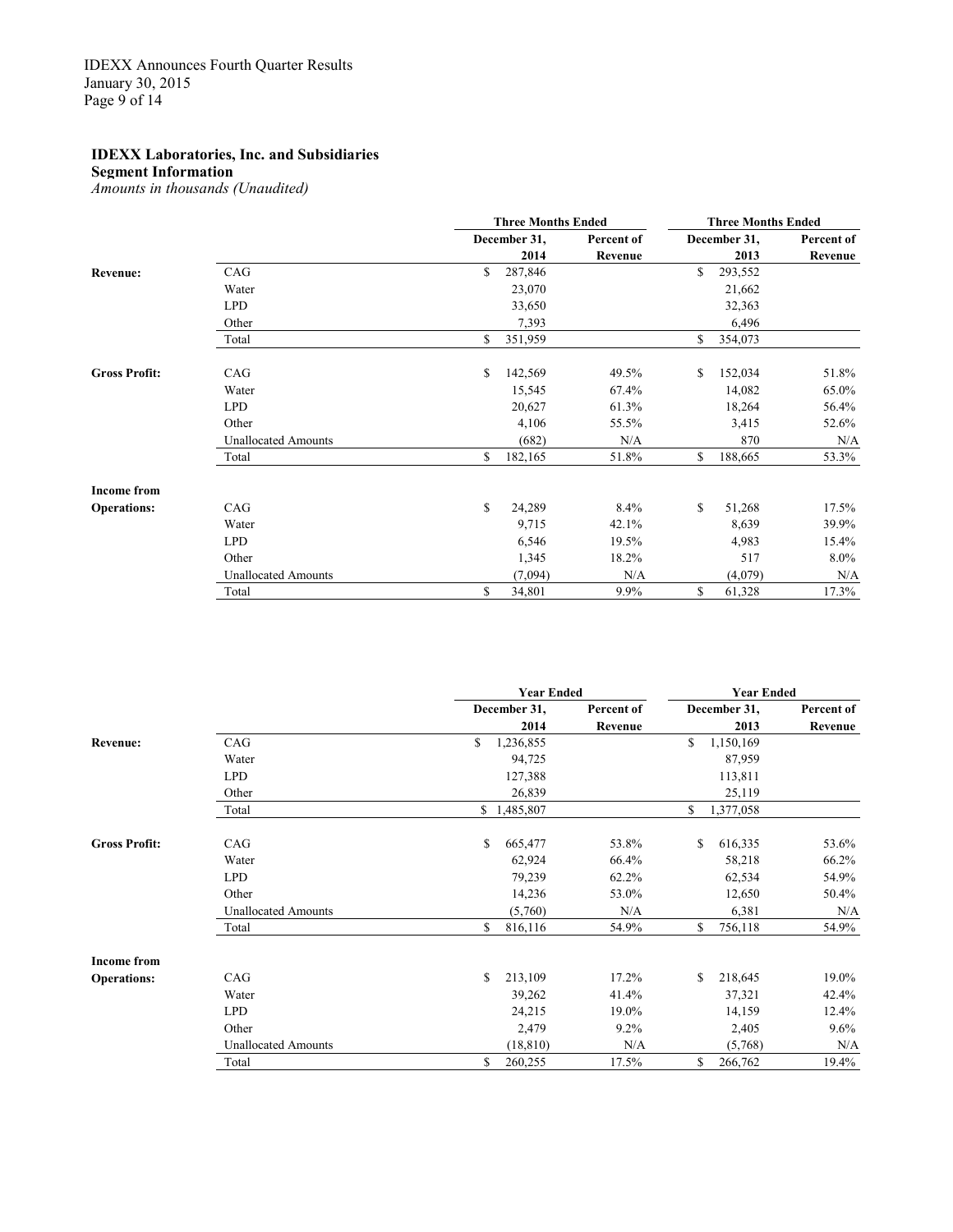**IDEXX Laboratories, Inc. and Subsidiaries**
**Segment Information**
*Amounts in thousands (Unaudited)*

| | | Three Months Ended | | Three Months Ended | |
|---|---|---|---|---|---|
| | | December 31, 2014 | Percent of Revenue | December 31, 2013 | Percent of Revenue |
| **Revenue:** | CAG | $ 287,846 | | $ 293,552 | |
| | Water | 23,070 | | 21,662 | |
| | LPD | 33,650 | | 32,363 | |
| | Other | 7,393 | | 6,496 | |
| | Total | $ 351,959 | | $ 354,073 | |
| **Gross Profit:** | CAG | $ 142,569 | 49.5% | $ 152,034 | 51.8% |
| | Water | 15,545 | 67.4% | 14,082 | 65.0% |
| | LPD | 20,627 | 61.3% | 18,264 | 56.4% |
| | Other | 4,106 | 55.5% | 3,415 | 52.6% |
| | Unallocated Amounts | (682) | N/A | 870 | N/A |
| | Total | $ 182,165 | 51.8% | $ 188,665 | 53.3% |
| **Income from Operations:** | CAG | $ 24,289 | 8.4% | $ 51,268 | 17.5% |
| | Water | 9,715 | 42.1% | 8,639 | 39.9% |
| | LPD | 6,546 | 19.5% | 4,983 | 15.4% |
| | Other | 1,345 | 18.2% | 517 | 8.0% |
| | Unallocated Amounts | (7,094) | N/A | (4,079) | N/A |
| | Total | $ 34,801 | 9.9% | $ 61,328 | 17.3% |

| | | Year Ended | | Year Ended | |
|---|---|---|---|---|---|
| | | December 31, 2014 | Percent of Revenue | December 31, 2013 | Percent of Revenue |
| **Revenue:** | CAG | $ 1,236,855 | | $ 1,150,169 | |
| | Water | 94,725 | | 87,959 | |
| | LPD | 127,388 | | 113,811 | |
| | Other | 26,839 | | 25,119 | |
| | Total | $ 1,485,807 | | $ 1,377,058 | |
| **Gross Profit:** | CAG | $ 665,477 | 53.8% | $ 616,335 | 53.6% |
| | Water | 62,924 | 66.4% | 58,218 | 66.2% |
| | LPD | 79,239 | 62.2% | 62,534 | 54.9% |
| | Other | 14,236 | 53.0% | 12,650 | 50.4% |
| | Unallocated Amounts | (5,760) | N/A | 6,381 | N/A |
| | Total | $ 816,116 | 54.9% | $ 756,118 | 54.9% |
| **Income from Operations:** | CAG | $ 213,109 | 17.2% | $ 218,645 | 19.0% |
| | Water | 39,262 | 41.4% | 37,321 | 42.4% |
| | LPD | 24,215 | 19.0% | 14,159 | 12.4% |
| | Other | 2,479 | 9.2% | 2,405 | 9.6% |
| | Unallocated Amounts | (18,810) | N/A | (5,768) | N/A |
| | Total | $ 260,255 | 17.5% | $ 266,762 | 19.4% |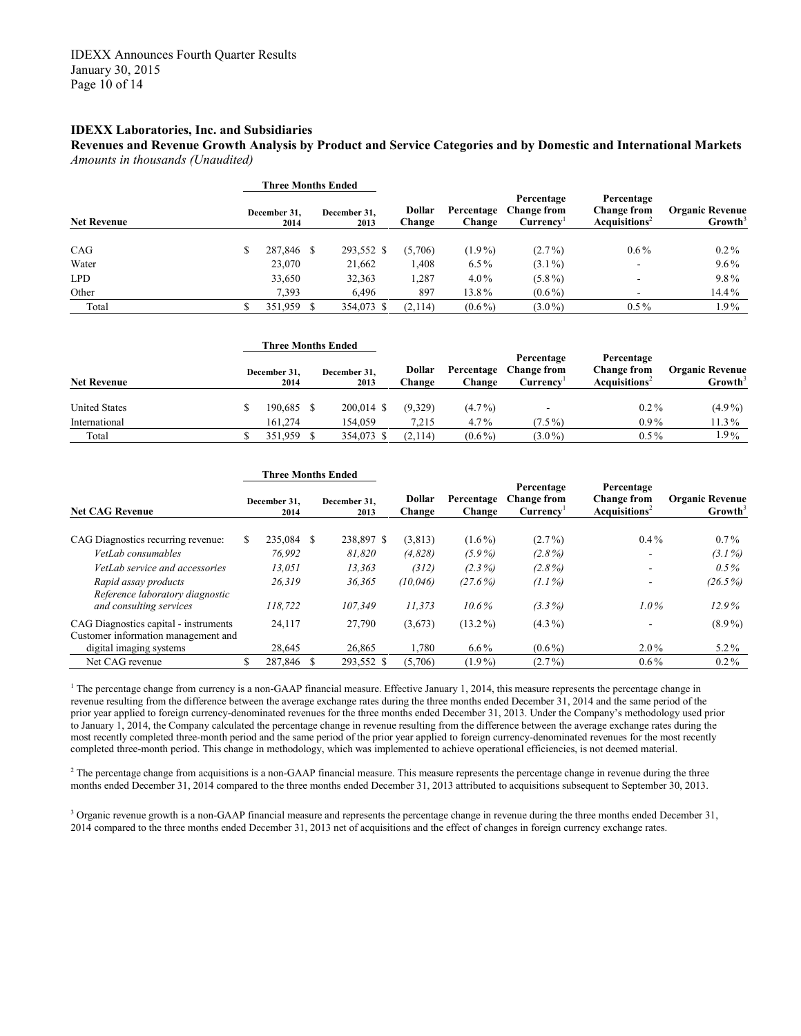**IDEXX Laboratories, Inc. and Subsidiaries**

**Revenues and Revenue Growth Analysis by Product and Service Categories and by Domestic and International Markets**

*Amounts in thousands (Unaudited)*

| | Three Months Ended | | | | | | |
|---|---|---|---|---|---|---|---|
| **Net Revenue** | **December 31, 2014** | **December 31, 2013** | **Dollar Change** | **Percentage Change** | **Percentage Change from Currency[1]** | **Percentage Change from Acquisitions[2]** | **Organic Revenue Growth[3]** |
| CAG | $ 287,846 | $ 293,552 | $ (5,706) | (1.9%) | (2.7%) | 0.6% | 0.2% |
| Water | 23,070 | 21,662 | 1,408 | 6.5% | (3.1%) | - | 9.6% |
| LPD | 33,650 | 32,363 | 1,287 | 4.0% | (5.8%) | - | 9.8% |
| Other | 7,393 | 6,496 | 897 | 13.8% | (0.6%) | - | 14.4% |
| Total | $ 351,959 | $ 354,073 | $ (2,114) | (0.6%) | (3.0%) | 0.5% | 1.9% |

| | Three Months Ended | | | | | | |
|---|---|---|---|---|---|---|---|
| **Net Revenue** | **December 31, 2014** | **December 31, 2013** | **Dollar Change** | **Percentage Change** | **Percentage Change from Currency[1]** | **Percentage Change from Acquisitions[2]** | **Organic Revenue Growth[3]** |
| United States | $ 190,685 | $ 200,014 | $ (9,329) | (4.7%) | - | 0.2% | (4.9%) |
| International | 161,274 | 154,059 | 7,215 | 4.7% | (7.5%) | 0.9% | 11.3% |
| Total | $ 351,959 | $ 354,073 | $ (2,114) | (0.6%) | (3.0%) | 0.5% | 1.9% |

| | Three Months Ended | | | | | | |
|---|---|---|---|---|---|---|---|
| **Net CAG Revenue** | **December 31, 2014** | **December 31, 2013** | **Dollar Change** | **Percentage Change** | **Percentage Change from Currency[1]** | **Percentage Change from Acquisitions[2]** | **Organic Revenue Growth[3]** |
| CAG Diagnostics recurring revenue: | $ 235,084 | $ 238,897 | $ (3,813) | (1.6%) | (2.7%) | 0.4% | 0.7% |
| *VetLab consumables* | *76,992* | *81,820* | *(4,828)* | *(5.9%)* | *(2.8%)* | - | *(3.1%)* |
| *VetLab service and accessories* | *13,051* | *13,363* | *(312)* | *(2.3%)* | *(2.8%)* | - | *0.5%* |
| *Rapid assay products* | *26,319* | *36,365* | *(10,046)* | *(27.6%)* | *(1.1%)* | - | *(26.5%)* |
| *Reference laboratory diagnostic and consulting services* | *118,722* | *107,349* | *11,373* | *10.6%* | *(3.3%)* | *1.0%* | *12.9%* |
| CAG Diagnostics capital - instruments | 24,117 | 27,790 | (3,673) | (13.2%) | (4.3%) | - | (8.9%) |
| Customer information management and digital imaging systems | 28,645 | 26,865 | 1,780 | 6.6% | (0.6%) | 2.0% | 5.2% |
| Net CAG revenue | $ 287,846 | $ 293,552 | $ (5,706) | (1.9%) | (2.7%) | 0.6% | 0.2% |

[1] The percentage change from currency is a non-GAAP financial measure. Effective January 1, 2014, this measure represents the percentage change in revenue resulting from the difference between the average exchange rates during the three months ended December 31, 2014 and the same period of the prior year applied to foreign currency-denominated revenues for the three months ended December 31, 2013. Under the Company's methodology used prior to January 1, 2014, the Company calculated the percentage change in revenue resulting from the difference between the average exchange rates during the most recently completed three-month period and the same period of the prior year applied to foreign currency-denominated revenues for the most recently completed three-month period. This change in methodology, which was implemented to achieve operational efficiencies, is not deemed material.

[2] The percentage change from acquisitions is a non-GAAP financial measure. This measure represents the percentage change in revenue during the three months ended December 31, 2014 compared to the three months ended December 31, 2013 attributed to acquisitions subsequent to September 30, 2013.

[3] Organic revenue growth is a non-GAAP financial measure and represents the percentage change in revenue during the three months ended December 31, 2014 compared to the three months ended December 31, 2013 net of acquisitions and the effect of changes in foreign currency exchange rates.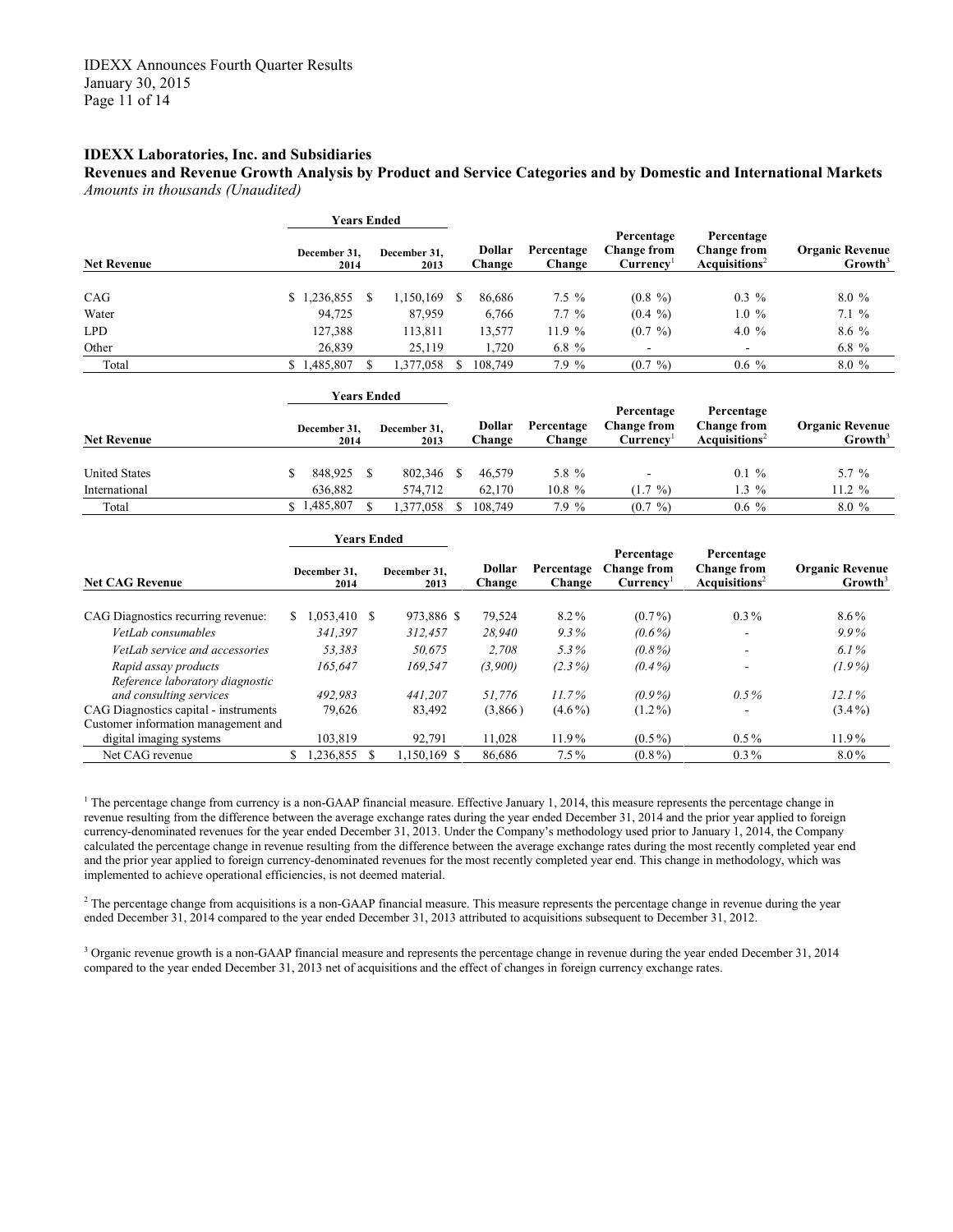**IDEXX Laboratories, Inc. and Subsidiaries**

**Revenues and Revenue Growth Analysis by Product and Service Categories and by Domestic and International Markets**

*Amounts in thousands (Unaudited)*

| | Years Ended | | | | | | |
|---|---|---|---|---|---|---|---|
| **Net Revenue** | **December 31, 2014** | **December 31, 2013** | **Dollar Change** | **Percentage Change** | **Percentage Change from Currency**[1] | **Percentage Change from Acquisitions**[2] | **Organic Revenue Growth**[3] |
| CAG | $ 1,236,855 | $ 1,150,169 | $ 86,686 | 7.5 % | (0.8 %) | 0.3 % | 8.0 % |
| Water | 94,725 | 87,959 | 6,766 | 7.7 % | (0.4 %) | 1.0 % | 7.1 % |
| LPD | 127,388 | 113,811 | 13,577 | 11.9 % | (0.7 %) | 4.0 % | 8.6 % |
| Other | 26,839 | 25,119 | 1,720 | 6.8 % | - | - | 6.8 % |
| Total | $ 1,485,807 | $ 1,377,058 | $ 108,749 | 7.9 % | (0.7 %) | 0.6 % | 8.0 % |

| | Years Ended | | | | | | |
|---|---|---|---|---|---|---|---|
| **Net Revenue** | **December 31, 2014** | **December 31, 2013** | **Dollar Change** | **Percentage Change** | **Percentage Change from Currency**[1] | **Percentage Change from Acquisitions**[2] | **Organic Revenue Growth**[3] |
| United States | $ 848,925 | $ 802,346 | $ 46,579 | 5.8 % | - | 0.1 % | 5.7 % |
| International | 636,882 | 574,712 | 62,170 | 10.8 % | (1.7 %) | 1.3 % | 11.2 % |
| Total | $ 1,485,807 | $ 1,377,058 | $ 108,749 | 7.9 % | (0.7 %) | 0.6 % | 8.0 % |

| | Years Ended | | | | | | |
|---|---|---|---|---|---|---|---|
| **Net CAG Revenue** | **December 31, 2014** | **December 31, 2013** | **Dollar Change** | **Percentage Change** | **Percentage Change from Currency**[1] | **Percentage Change from Acquisitions**[2] | **Organic Revenue Growth**[3] |
| CAG Diagnostics recurring revenue: | $ 1,053,410 | $ 973,886 | $ 79,524 | 8.2% | (0.7%) | 0.3% | 8.6% |
| *VetLab consumables* | *341,397* | *312,457* | *28,940* | *9.3%* | *(0.6%)* | - | *9.9%* |
| *VetLab service and accessories* | *53,383* | *50,675* | *2,708* | *5.3%* | *(0.8%)* | - | *6.1%* |
| *Rapid assay products* | *165,647* | *169,547* | *(3,900)* | *(2.3%)* | *(0.4%)* | - | *(1.9%)* |
| *Reference laboratory diagnostic and consulting services* | *492,983* | *441,207* | *51,776* | *11.7%* | *(0.9%)* | *0.5%* | *12.1%* |
| CAG Diagnostics capital - instruments | 79,626 | 83,492 | (3,866) | (4.6%) | (1.2%) | - | (3.4%) |
| Customer information management and digital imaging systems | 103,819 | 92,791 | 11,028 | 11.9% | (0.5%) | 0.5% | 11.9% |
| Net CAG revenue | $ 1,236,855 | $ 1,150,169 | $ 86,686 | 7.5% | (0.8%) | 0.3% | 8.0% |

[1] The percentage change from currency is a non-GAAP financial measure. Effective January 1, 2014, this measure represents the percentage change in revenue resulting from the difference between the average exchange rates during the year ended December 31, 2014 and the prior year applied to foreign currency-denominated revenues for the year ended December 31, 2013. Under the Company's methodology used prior to January 1, 2014, the Company calculated the percentage change in revenue resulting from the difference between the average exchange rates during the most recently completed year end and the prior year applied to foreign currency-denominated revenues for the most recently completed year end. This change in methodology, which was implemented to achieve operational efficiencies, is not deemed material.

[2] The percentage change from acquisitions is a non-GAAP financial measure. This measure represents the percentage change in revenue during the year ended December 31, 2014 compared to the year ended December 31, 2013 attributed to acquisitions subsequent to December 31, 2012.

[3] Organic revenue growth is a non-GAAP financial measure and represents the percentage change in revenue during the year ended December 31, 2014 compared to the year ended December 31, 2013 net of acquisitions and the effect of changes in foreign currency exchange rates.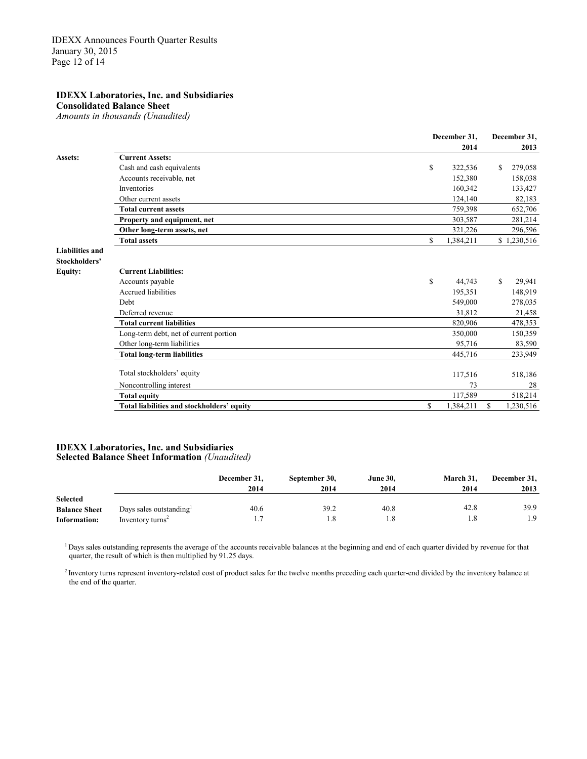**IDEXX Laboratories, Inc. and Subsidiaries**
**Consolidated Balance Sheet**
*Amounts in thousands (Unaudited)*

| | | December 31, 2014 | December 31, 2013 |
|---|---|---|---|
| **Assets:** | **Current Assets:** | | |
| | Cash and cash equivalents | $ 322,536 | $ 279,058 |
| | Accounts receivable, net | 152,380 | 158,038 |
| | Inventories | 160,342 | 133,427 |
| | Other current assets | 124,140 | 82,183 |
| | **Total current assets** | 759,398 | 652,706 |
| | **Property and equipment, net** | 303,587 | 281,214 |
| | **Other long-term assets, net** | 321,226 | 296,596 |
| | **Total assets** | $ 1,384,211 | $ 1,230,516 |
| **Liabilities and Stockholders' Equity:** | **Current Liabilities:** | | |
| | Accounts payable | $ 44,743 | $ 29,941 |
| | Accrued liabilities | 195,351 | 148,919 |
| | Debt | 549,000 | 278,035 |
| | Deferred revenue | 31,812 | 21,458 |
| | **Total current liabilities** | 820,906 | 478,353 |
| | Long-term debt, net of current portion | 350,000 | 150,359 |
| | Other long-term liabilities | 95,716 | 83,590 |
| | **Total long-term liabilities** | 445,716 | 233,949 |
| | Total stockholders' equity | 117,516 | 518,186 |
| | Noncontrolling interest | 73 | 28 |
| | **Total equity** | 117,589 | 518,214 |
| | **Total liabilities and stockholders' equity** | $ 1,384,211 | $ 1,230,516 |

**IDEXX Laboratories, Inc. and Subsidiaries**
**Selected Balance Sheet Information** *(Unaudited)*

| | | December 31, 2014 | September 30, 2014 | June 30, 2014 | March 31, 2014 | December 31, 2013 |
|---|---|---|---|---|---|---|
| **Selected Balance Sheet Information:** | Days sales outstanding[1] | 40.6 | 39.2 | 40.8 | 42.8 | 39.9 |
| | Inventory turns[2] | 1.7 | 1.8 | 1.8 | 1.8 | 1.9 |

[1] Days sales outstanding represents the average of the accounts receivable balances at the beginning and end of each quarter divided by revenue for that quarter, the result of which is then multiplied by 91.25 days.

[2] Inventory turns represent inventory-related cost of product sales for the twelve months preceding each quarter-end divided by the inventory balance at the end of the quarter.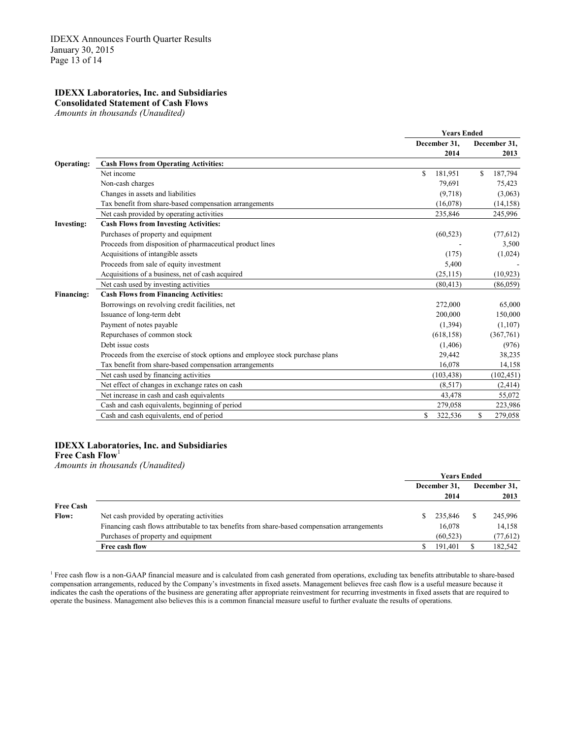## IDEXX Laboratories, Inc. and Subsidiaries

**Consolidated Statement of Cash Flows**

*Amounts in thousands (Unaudited)*

| | | Years Ended | |
|---|---|---|---|
| | | December 31, 2014 | December 31, 2013 |
| **Operating:** | **Cash Flows from Operating Activities:** | | |
| | Net income | $ 181,951 | $ 187,794 |
| | Non-cash charges | 79,691 | 75,423 |
| | Changes in assets and liabilities | (9,718) | (3,063) |
| | Tax benefit from share-based compensation arrangements | (16,078) | (14,158) |
| | Net cash provided by operating activities | 235,846 | 245,996 |
| **Investing:** | **Cash Flows from Investing Activities:** | | |
| | Purchases of property and equipment | (60,523) | (77,612) |
| | Proceeds from disposition of pharmaceutical product lines | - | 3,500 |
| | Acquisitions of intangible assets | (175) | (1,024) |
| | Proceeds from sale of equity investment | 5,400 | - |
| | Acquisitions of a business, net of cash acquired | (25,115) | (10,923) |
| | Net cash used by investing activities | (80,413) | (86,059) |
| **Financing:** | **Cash Flows from Financing Activities:** | | |
| | Borrowings on revolving credit facilities, net | 272,000 | 65,000 |
| | Issuance of long-term debt | 200,000 | 150,000 |
| | Payment of notes payable | (1,394) | (1,107) |
| | Repurchases of common stock | (618,158) | (367,761) |
| | Debt issue costs | (1,406) | (976) |
| | Proceeds from the exercise of stock options and employee stock purchase plans | 29,442 | 38,235 |
| | Tax benefit from share-based compensation arrangements | 16,078 | 14,158 |
| | Net cash used by financing activities | (103,438) | (102,451) |
| | Net effect of changes in exchange rates on cash | (8,517) | (2,414) |
| | Net increase in cash and cash equivalents | 43,478 | 55,072 |
| | Cash and cash equivalents, beginning of period | 279,058 | 223,986 |
| | Cash and cash equivalents, end of period | $ 322,536 | $ 279,058 |

## IDEXX Laboratories, Inc. and Subsidiaries

**Free Cash Flow**[1]

*Amounts in thousands (Unaudited)*

| | | Years Ended | |
|---|---|---|---|
| | | December 31, 2014 | December 31, 2013 |
| **Free Cash Flow:** | Net cash provided by operating activities | $ 235,846 | $ 245,996 |
| | Financing cash flows attributable to tax benefits from share-based compensation arrangements | 16,078 | 14,158 |
| | Purchases of property and equipment | (60,523) | (77,612) |
| | **Free cash flow** | $ 191,401 | $ 182,542 |

[1] Free cash flow is a non-GAAP financial measure and is calculated from cash generated from operations, excluding tax benefits attributable to share-based compensation arrangements, reduced by the Company's investments in fixed assets. Management believes free cash flow is a useful measure because it indicates the cash the operations of the business are generating after appropriate reinvestment for recurring investments in fixed assets that are required to operate the business. Management also believes this is a common financial measure useful to further evaluate the results of operations.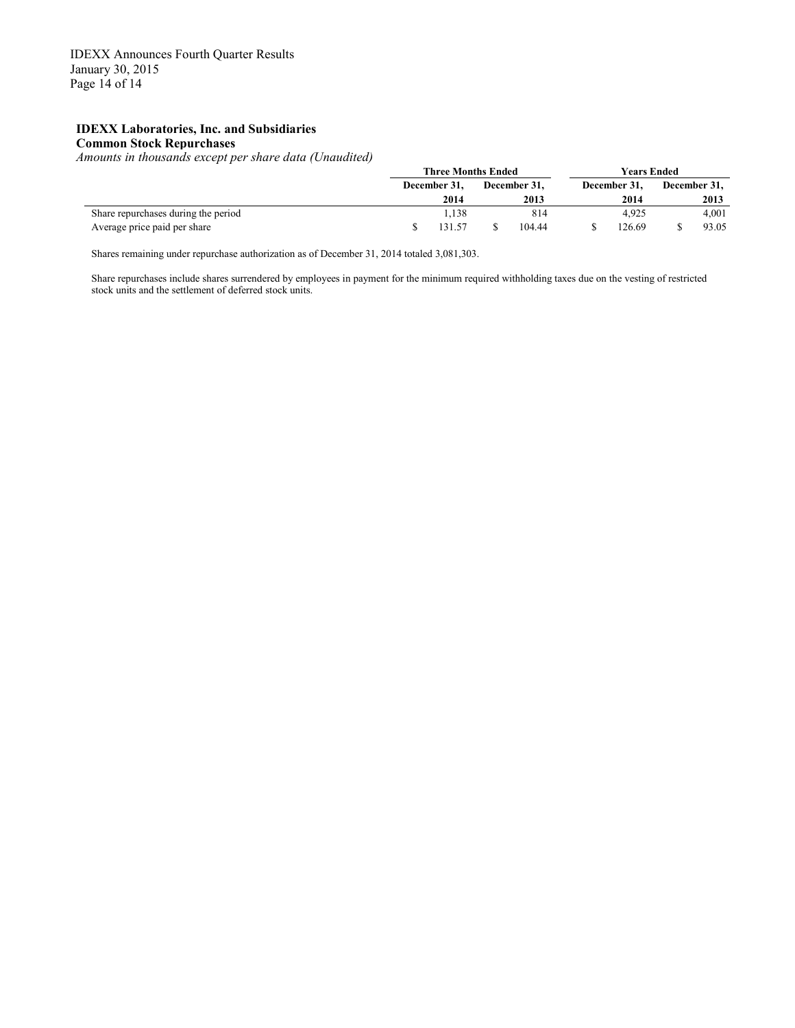**IDEXX Laboratories, Inc. and Subsidiaries**

**Common Stock Repurchases**

*Amounts in thousands except per share data (Unaudited)*

| | Three Months Ended | | Years Ended | |
|---|---|---|---|---|
| | December 31, 2014 | December 31, 2013 | December 31, 2014 | December 31, 2013 |
| Share repurchases during the period | 1,138 | 814 | 4,925 | 4,001 |
| Average price paid per share | $ 131.57 | $ 104.44 | $ 126.69 | $ 93.05 |

Shares remaining under repurchase authorization as of December 31, 2014 totaled 3,081,303.

Share repurchases include shares surrendered by employees in payment for the minimum required withholding taxes due on the vesting of restricted stock units and the settlement of deferred stock units.